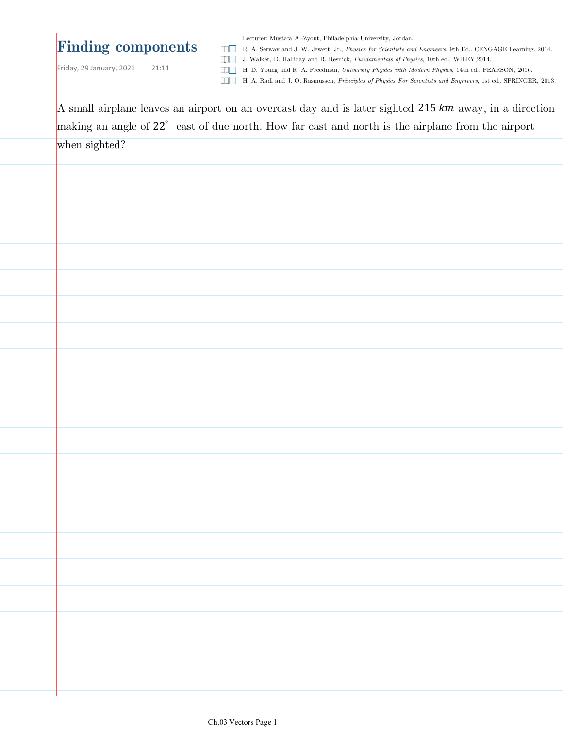# Finding components

Friday, 29 January, 2021 21:11

Lecturer: Mustafa Al-Zyout, Philadelphia University, Jordan.

- R. A. Serway and J. W. Jewett, Jr., *Physics for Scientists and Engineers*, 9th Ed., CENGAGE Learning, 2014.
- J. Walker, D. Halliday and R. Resnick, *Fundamentals of Physics*, 10th ed., WILEY,2014.
- H. D. Young and R. A. Freedman, *University Physics with Modern Physics*, 14th ed., PEARSON, 2016.
- H. A. Radi and J. O. Rasmussen, *Principles of Physics For Scientists and Engineers*, 1st ed., SPRINGER, 2013.

A small airplane leaves an airport on an overcast day and is later sighted $215\ km$ away, in a direction making an angle of $22^\circ$ east of due north. How far east and north is the airplane from the airport when sighted?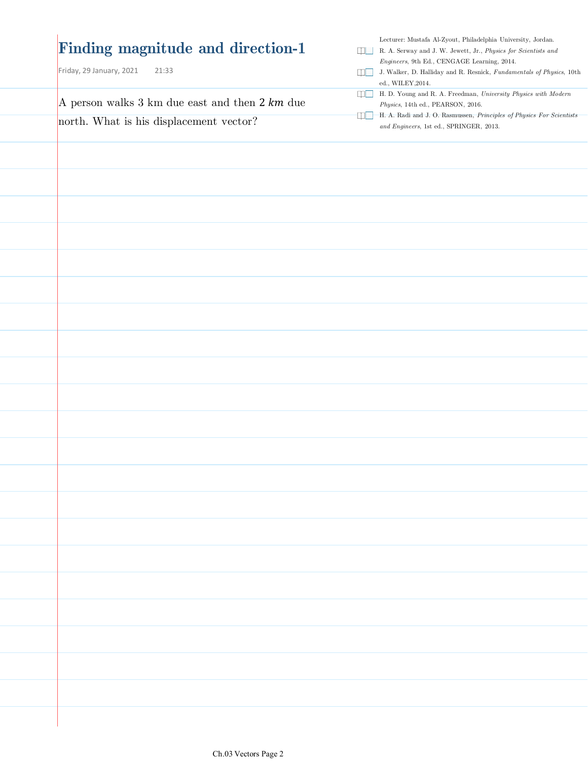# Finding magnitude and direction-1

Friday, 29 January, 2021 21:33

A person walks 3 km due east and then 2 $km$ due north. What is his displacement vector?

Lecturer: Mustafa Al-Zyout, Philadelphia University, Jordan.

- R. A. Serway and J. W. Jewett, Jr., *Physics for Scientists and Engineers*, 9th Ed., CENGAGE Learning, 2014.
- J. Walker, D. Halliday and R. Resnick, *Fundamentals of Physics*, 10th ed., WILEY,2014.
- H. D. Young and R. A. Freedman, *University Physics with Modern Physics*, 14th ed., PEARSON, 2016.
- H. A. Radi and J. O. Rasmussen, *Principles of Physics For Scientists and Engineers*, 1st ed., SPRINGER, 2013.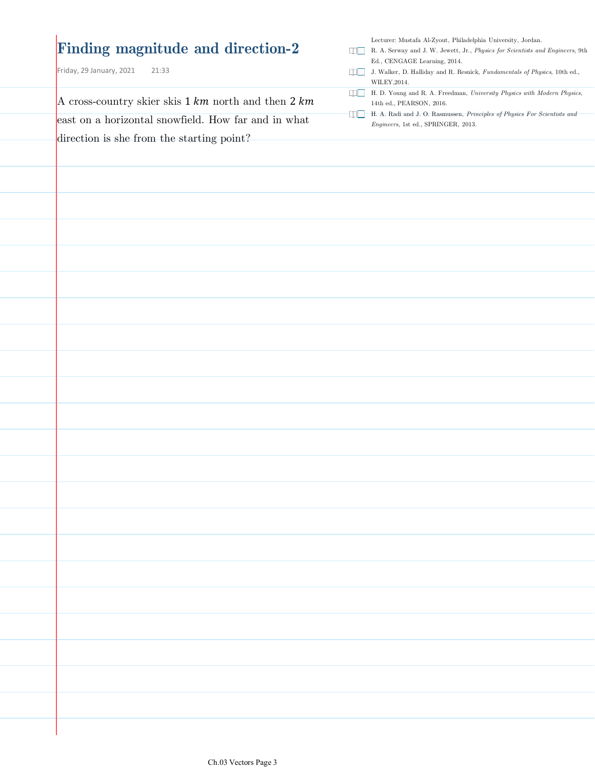# Finding magnitude and direction-2

Friday, 29 January, 2021 21:33

A cross-country skier skis $1\ km$ north and then $2\ km$ east on a horizontal snowfield. How far and in what direction is she from the starting point?

Lecturer: Mustafa Al-Zyout, Philadelphia University, Jordan.

- R. A. Serway and J. W. Jewett, Jr., *Physics for Scientists and Engineers*, 9th Ed., CENGAGE Learning, 2014.
- J. Walker, D. Halliday and R. Resnick, *Fundamentals of Physics*, 10th ed., WILEY,2014.
- H. D. Young and R. A. Freedman, *University Physics with Modern Physics*, 14th ed., PEARSON, 2016.
- H. A. Radi and J. O. Rasmussen, *Principles of Physics For Scientists and Engineers*, 1st ed., SPRINGER, 2013.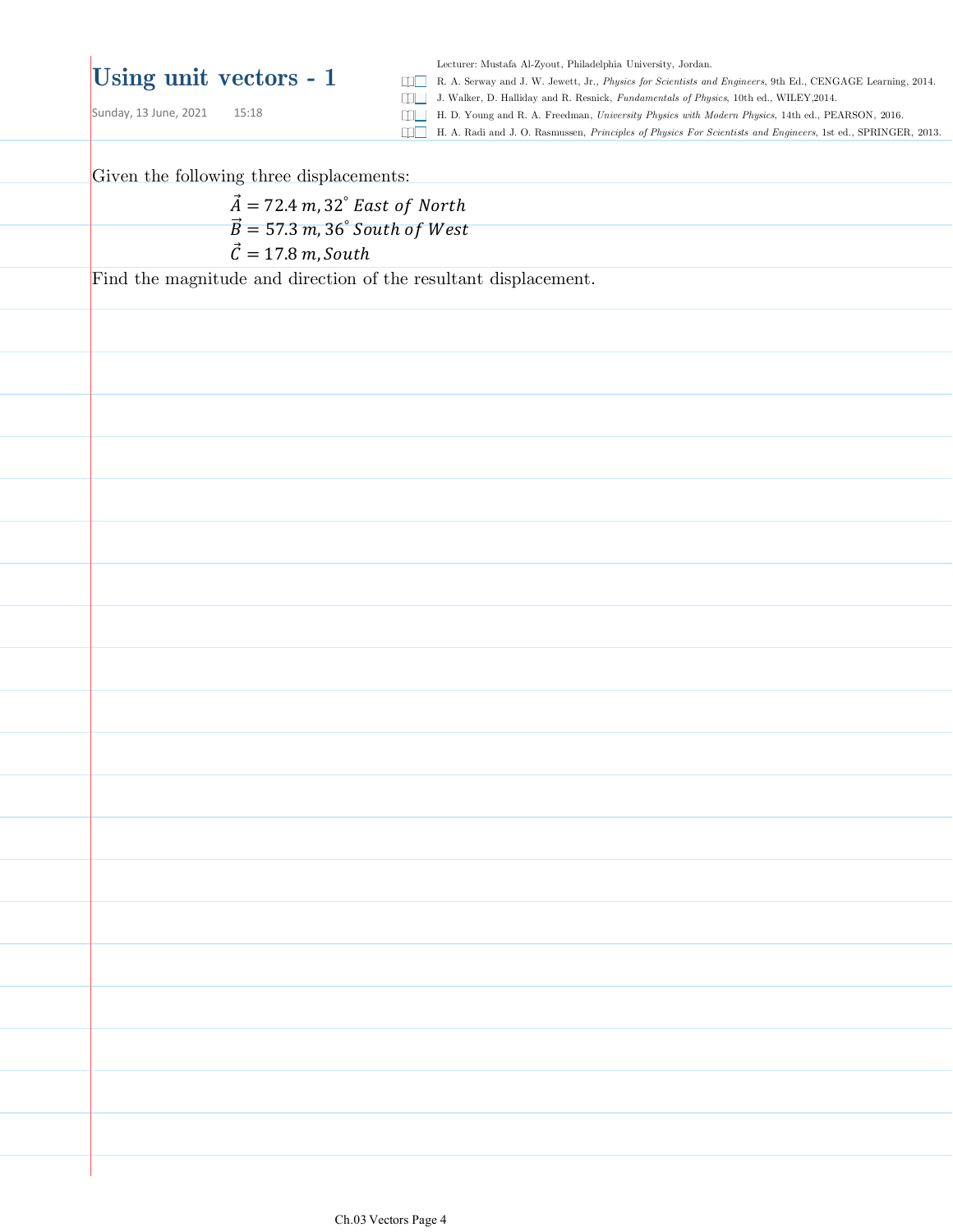# Using unit vectors - 1

Sunday, 13 June, 2021 15:18

Lecturer: Mustafa Al-Zyout, Philadelphia University, Jordan.

- R. A. Serway and J. W. Jewett, Jr., *Physics for Scientists and Engineers*, 9th Ed., CENGAGE Learning, 2014.
- J. Walker, D. Halliday and R. Resnick, *Fundamentals of Physics*, 10th ed., WILEY,2014.
- H. D. Young and R. A. Freedman, *University Physics with Modern Physics*, 14th ed., PEARSON, 2016.
- H. A. Radi and J. O. Rasmussen, *Principles of Physics For Scientists and Engineers*, 1st ed., SPRINGER, 2013.

Given the following three displacements:

$$\vec{A} = 72.4\ m, 32^{\circ}\ East\ of\ North$$
$$\vec{B} = 57.3\ m, 36^{\circ}\ South\ of\ West$$
$$\vec{C} = 17.8\ m, South$$

Find the magnitude and direction of the resultant displacement.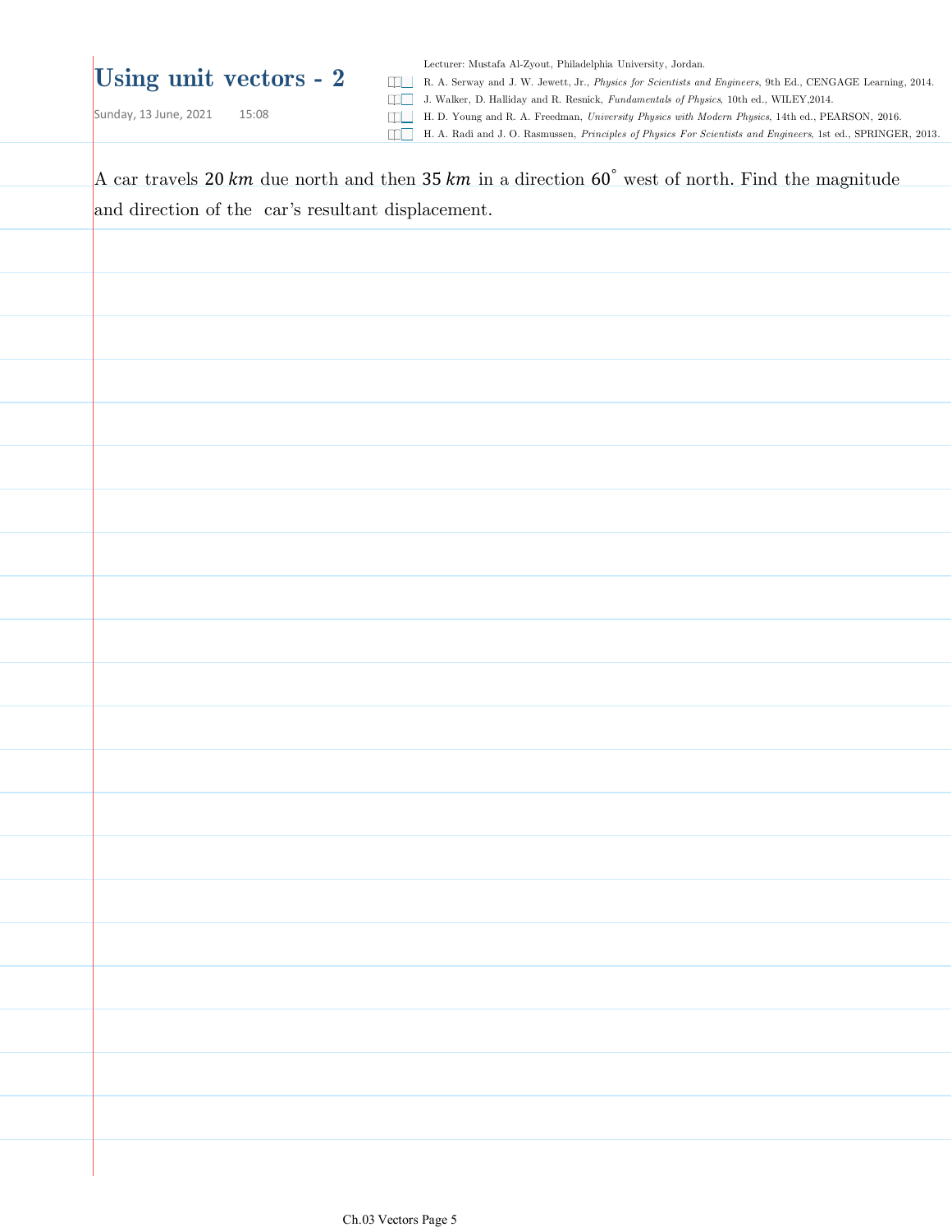# Using unit vectors - 2

Sunday, 13 June, 2021 15:08

Lecturer: Mustafa Al-Zyout, Philadelphia University, Jordan.

- R. A. Serway and J. W. Jewett, Jr., *Physics for Scientists and Engineers*, 9th Ed., CENGAGE Learning, 2014.
- J. Walker, D. Halliday and R. Resnick, *Fundamentals of Physics*, 10th ed., WILEY,2014.
- H. D. Young and R. A. Freedman, *University Physics with Modern Physics*, 14th ed., PEARSON, 2016.
- H. A. Radi and J. O. Rasmussen, *Principles of Physics For Scientists and Engineers*, 1st ed., SPRINGER, 2013.

A car travels $20\ km$ due north and then $35\ km$ in a direction $60^{\circ}$ west of north. Find the magnitude and direction of the car's resultant displacement.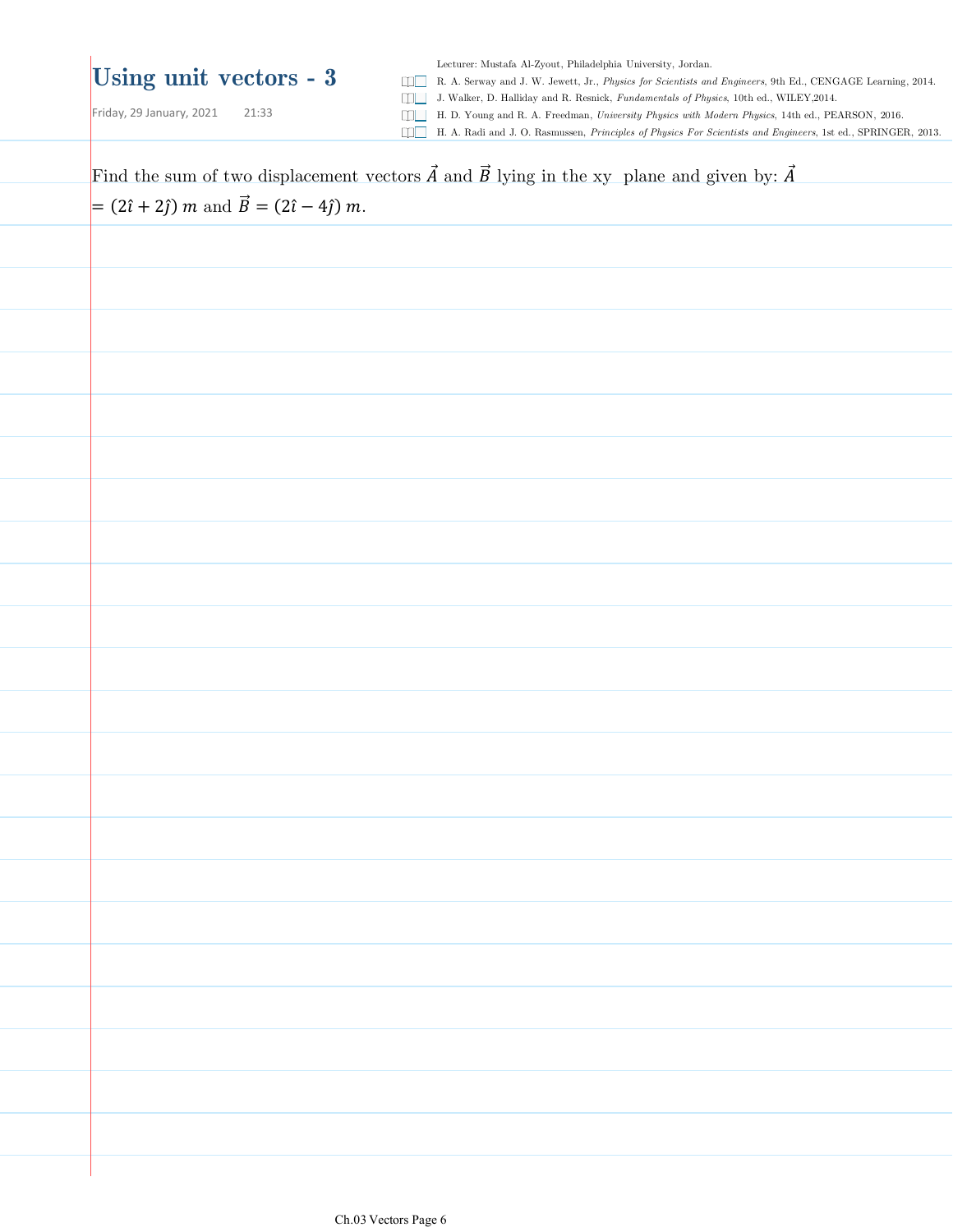# Using unit vectors - 3

Friday, 29 January, 2021 21:33

Lecturer: Mustafa Al-Zyout, Philadelphia University, Jordan.

- R. A. Serway and J. W. Jewett, Jr., *Physics for Scientists and Engineers*, 9th Ed., CENGAGE Learning, 2014.
- J. Walker, D. Halliday and R. Resnick, *Fundamentals of Physics*, 10th ed., WILEY,2014.
- H. D. Young and R. A. Freedman, *University Physics with Modern Physics*, 14th ed., PEARSON, 2016.
- H. A. Radi and J. O. Rasmussen, *Principles of Physics For Scientists and Engineers*, 1st ed., SPRINGER, 2013.

Find the sum of two displacement vectors $\vec{A}$ and $\vec{B}$ lying in the xy plane and given by: $\vec{A} = (2\hat{\imath} + 2\hat{\jmath})\ m$ and $\vec{B} = (2\hat{\imath} - 4\hat{\jmath})\ m$.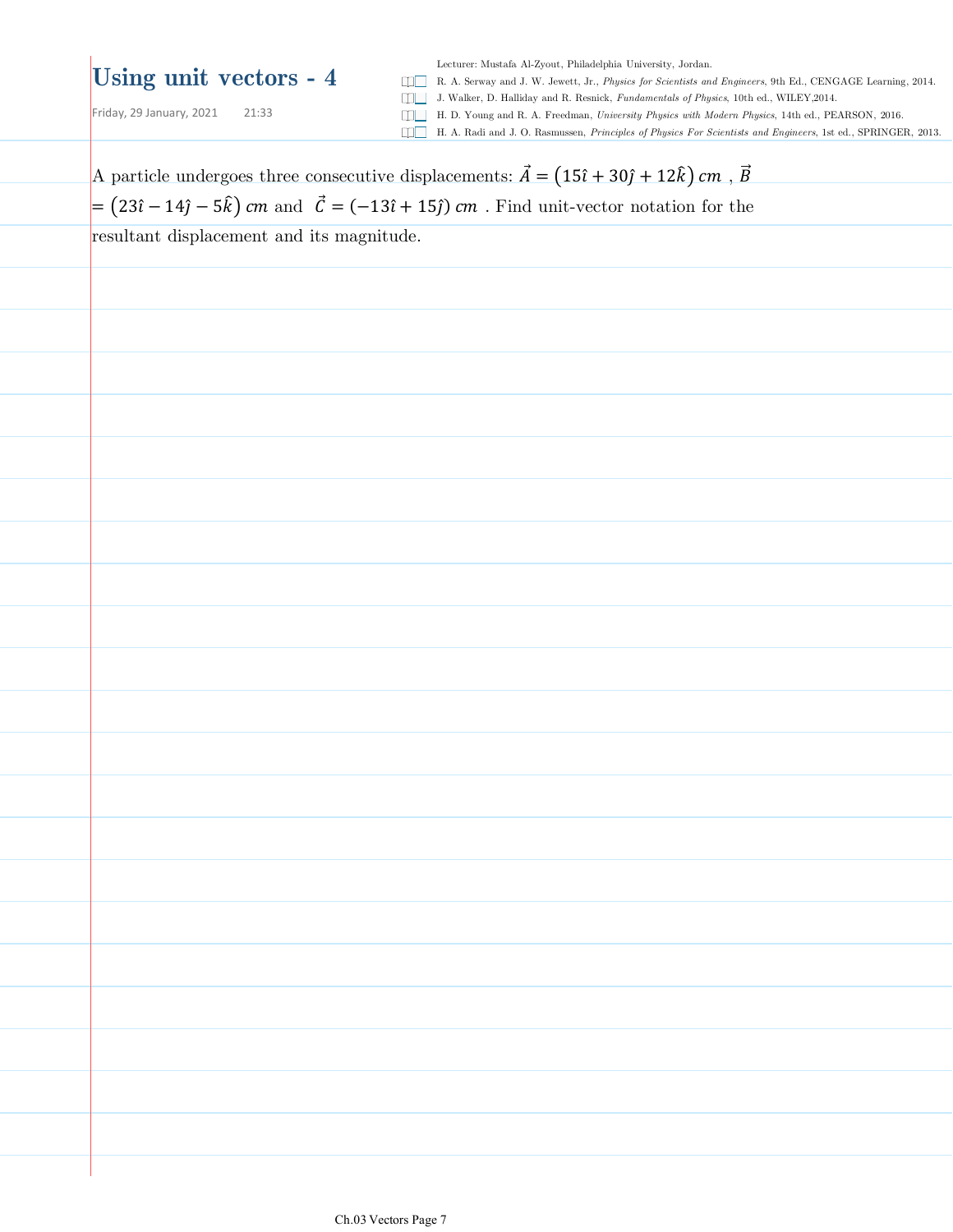# Using unit vectors - 4

Friday, 29 January, 2021 21:33

Lecturer: Mustafa Al-Zyout, Philadelphia University, Jordan.

- R. A. Serway and J. W. Jewett, Jr., *Physics for Scientists and Engineers*, 9th Ed., CENGAGE Learning, 2014.
- J. Walker, D. Halliday and R. Resnick, *Fundamentals of Physics*, 10th ed., WILEY,2014.
- H. D. Young and R. A. Freedman, *University Physics with Modern Physics*, 14th ed., PEARSON, 2016.
- H. A. Radi and J. O. Rasmussen, *Principles of Physics For Scientists and Engineers*, 1st ed., SPRINGER, 2013.

A particle undergoes three consecutive displacements: $\vec{A} = \left(15\hat{\imath} + 30\hat{\jmath} + 12\hat{k}\right)\,cm$ , $\vec{B} = \left(23\hat{\imath} - 14\hat{\jmath} - 5\hat{k}\right)\,cm$ and $\vec{C} = (-13\hat{\imath} + 15\hat{\jmath})\,cm$ . Find unit-vector notation for the resultant displacement and its magnitude.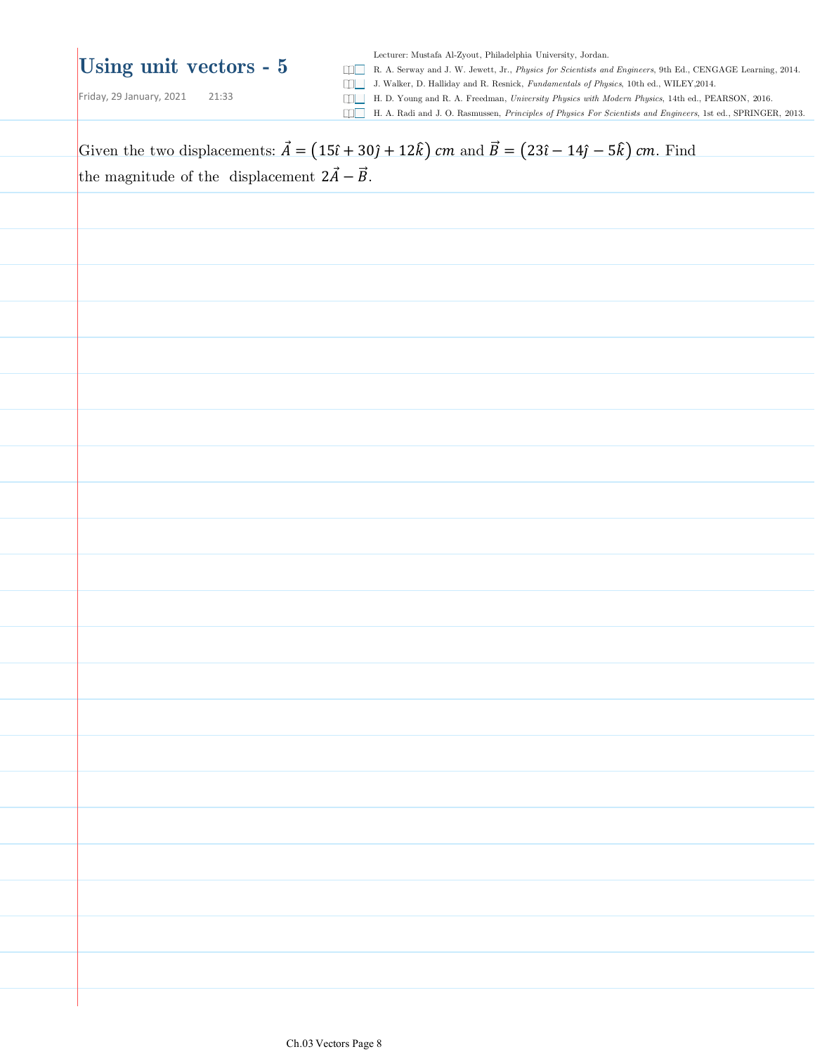# Using unit vectors - 5

Friday, 29 January, 2021 21:33

Lecturer: Mustafa Al-Zyout, Philadelphia University, Jordan.

- R. A. Serway and J. W. Jewett, Jr., *Physics for Scientists and Engineers*, 9th Ed., CENGAGE Learning, 2014.
- J. Walker, D. Halliday and R. Resnick, *Fundamentals of Physics*, 10th ed., WILEY,2014.
- H. D. Young and R. A. Freedman, *University Physics with Modern Physics*, 14th ed., PEARSON, 2016.
- H. A. Radi and J. O. Rasmussen, *Principles of Physics For Scientists and Engineers*, 1st ed., SPRINGER, 2013.

Given the two displacements: $\vec{A} = \left(15\hat{\imath} + 30\hat{\jmath} + 12\hat{k}\right)\,cm$ and $\vec{B} = \left(23\hat{\imath} - 14\hat{\jmath} - 5\hat{k}\right)\,cm$. Find the magnitude of the displacement $2\vec{A} - \vec{B}$.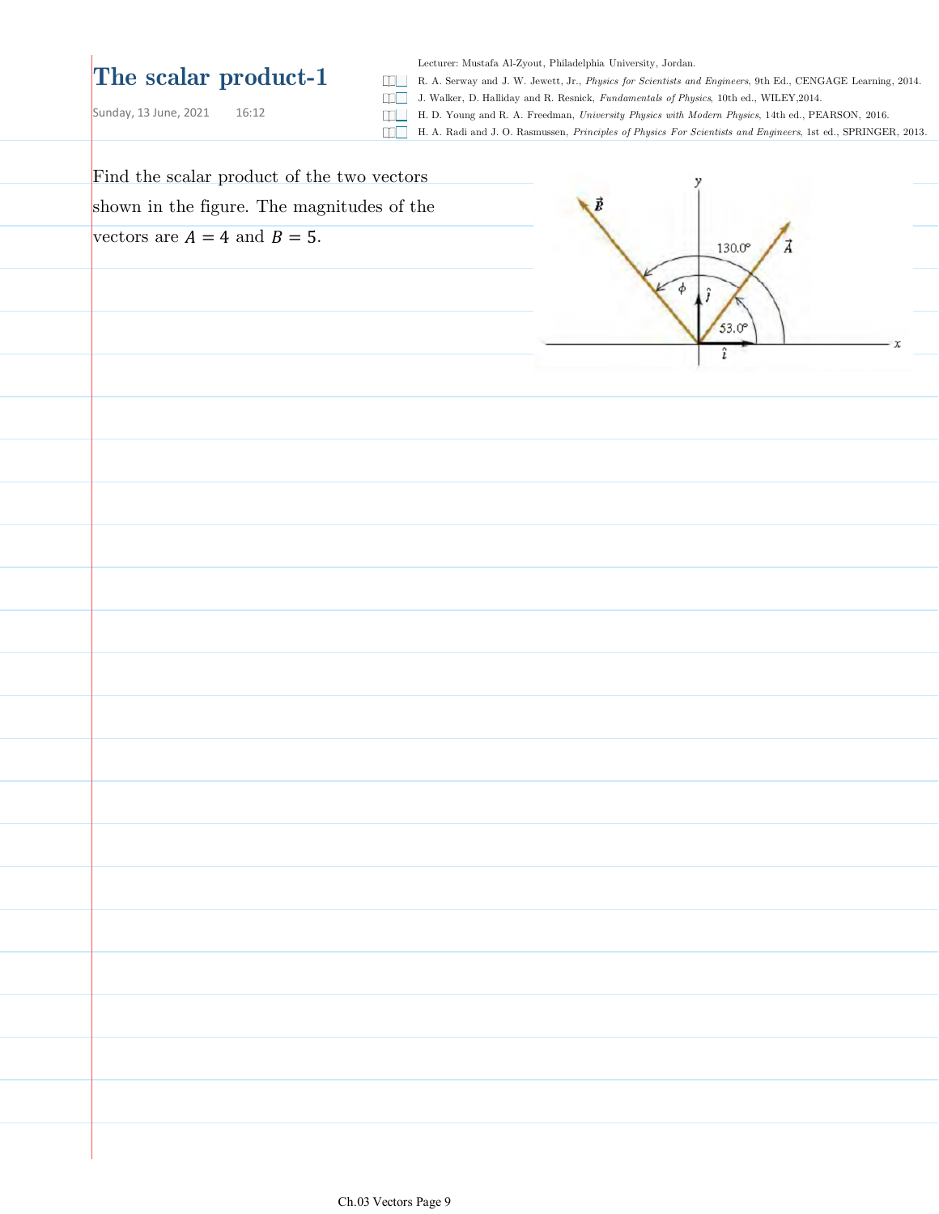# The scalar product-1

Sunday, 13 June, 2021 16:12

Lecturer: Mustafa Al-Zyout, Philadelphia University, Jordan.

- R. A. Serway and J. W. Jewett, Jr., *Physics for Scientists and Engineers*, 9th Ed., CENGAGE Learning, 2014.
- J. Walker, D. Halliday and R. Resnick, *Fundamentals of Physics*, 10th ed., WILEY,2014.
- H. D. Young and R. A. Freedman, *University Physics with Modern Physics*, 14th ed., PEARSON, 2016.
- H. A. Radi and J. O. Rasmussen, *Principles of Physics For Scientists and Engineers*, 1st ed., SPRINGER, 2013.

Find the scalar product of the two vectors shown in the figure. The magnitudes of the vectors are $A = 4$ and $B = 5$.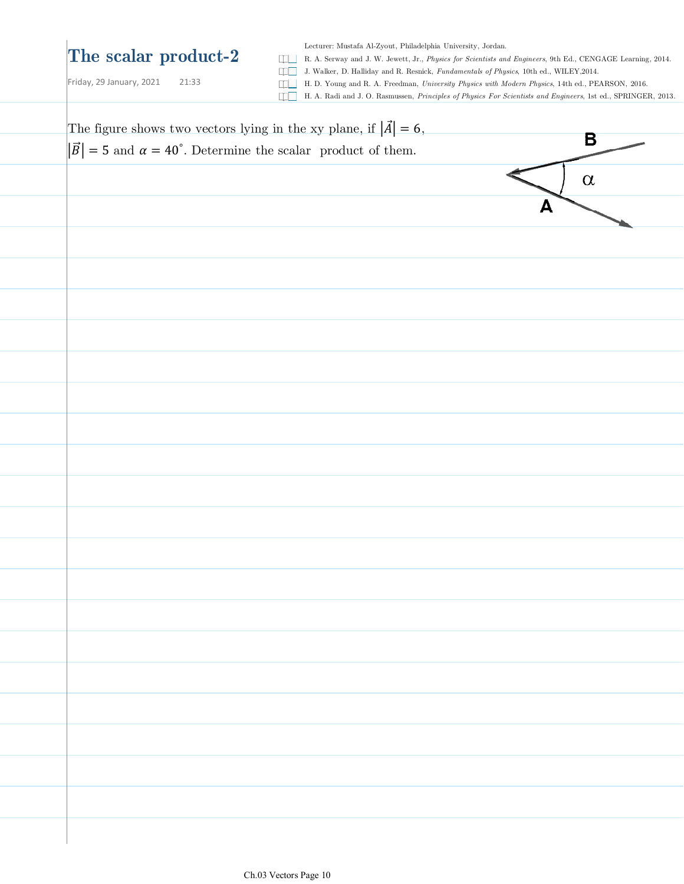# The scalar product-2

Friday, 29 January, 2021 21:33

Lecturer: Mustafa Al-Zyout, Philadelphia University, Jordan.

- R. A. Serway and J. W. Jewett, Jr., *Physics for Scientists and Engineers*, 9th Ed., CENGAGE Learning, 2014.
- J. Walker, D. Halliday and R. Resnick, *Fundamentals of Physics*, 10th ed., WILEY,2014.
- H. D. Young and R. A. Freedman, *University Physics with Modern Physics*, 14th ed., PEARSON, 2016.
- H. A. Radi and J. O. Rasmussen, *Principles of Physics For Scientists and Engineers*, 1st ed., SPRINGER, 2013.

The figure shows two vectors lying in the xy plane, if $|\vec{A}| = 6$, $|\vec{B}| = 5$ and $\alpha = 40^{\circ}$. Determine the scalar product of them.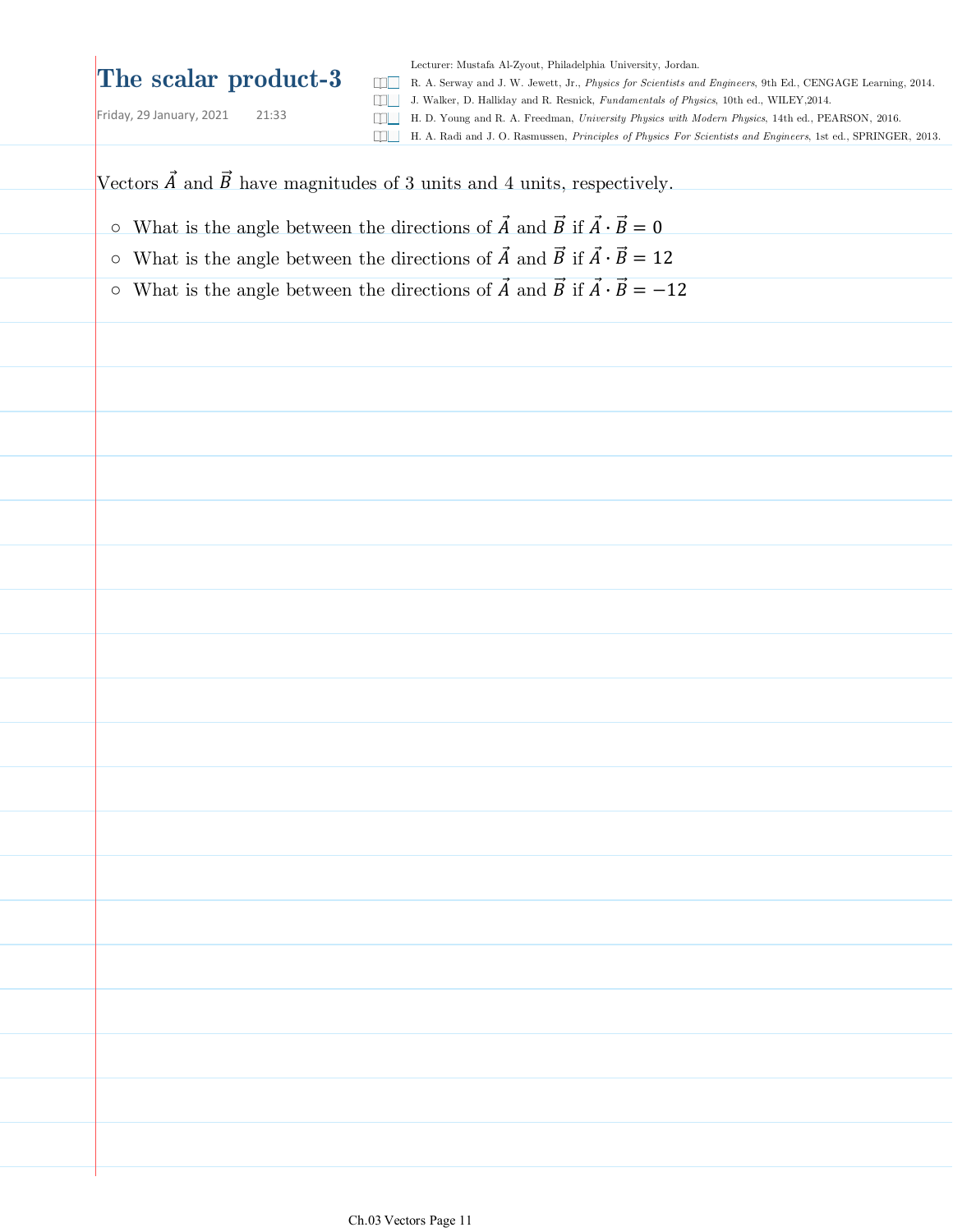# The scalar product-3

Friday, 29 January, 2021 21:33

Lecturer: Mustafa Al-Zyout, Philadelphia University, Jordan.

- R. A. Serway and J. W. Jewett, Jr., *Physics for Scientists and Engineers*, 9th Ed., CENGAGE Learning, 2014.
- J. Walker, D. Halliday and R. Resnick, *Fundamentals of Physics*, 10th ed., WILEY,2014.
- H. D. Young and R. A. Freedman, *University Physics with Modern Physics*, 14th ed., PEARSON, 2016.
- H. A. Radi and J. O. Rasmussen, *Principles of Physics For Scientists and Engineers*, 1st ed., SPRINGER, 2013.

Vectors $\vec{A}$ and $\vec{B}$ have magnitudes of 3 units and 4 units, respectively.

- What is the angle between the directions of $\vec{A}$ and $\vec{B}$ if $\vec{A} \cdot \vec{B} = 0$
- What is the angle between the directions of $\vec{A}$ and $\vec{B}$ if $\vec{A} \cdot \vec{B} = 12$
- What is the angle between the directions of $\vec{A}$ and $\vec{B}$ if $\vec{A} \cdot \vec{B} = -12$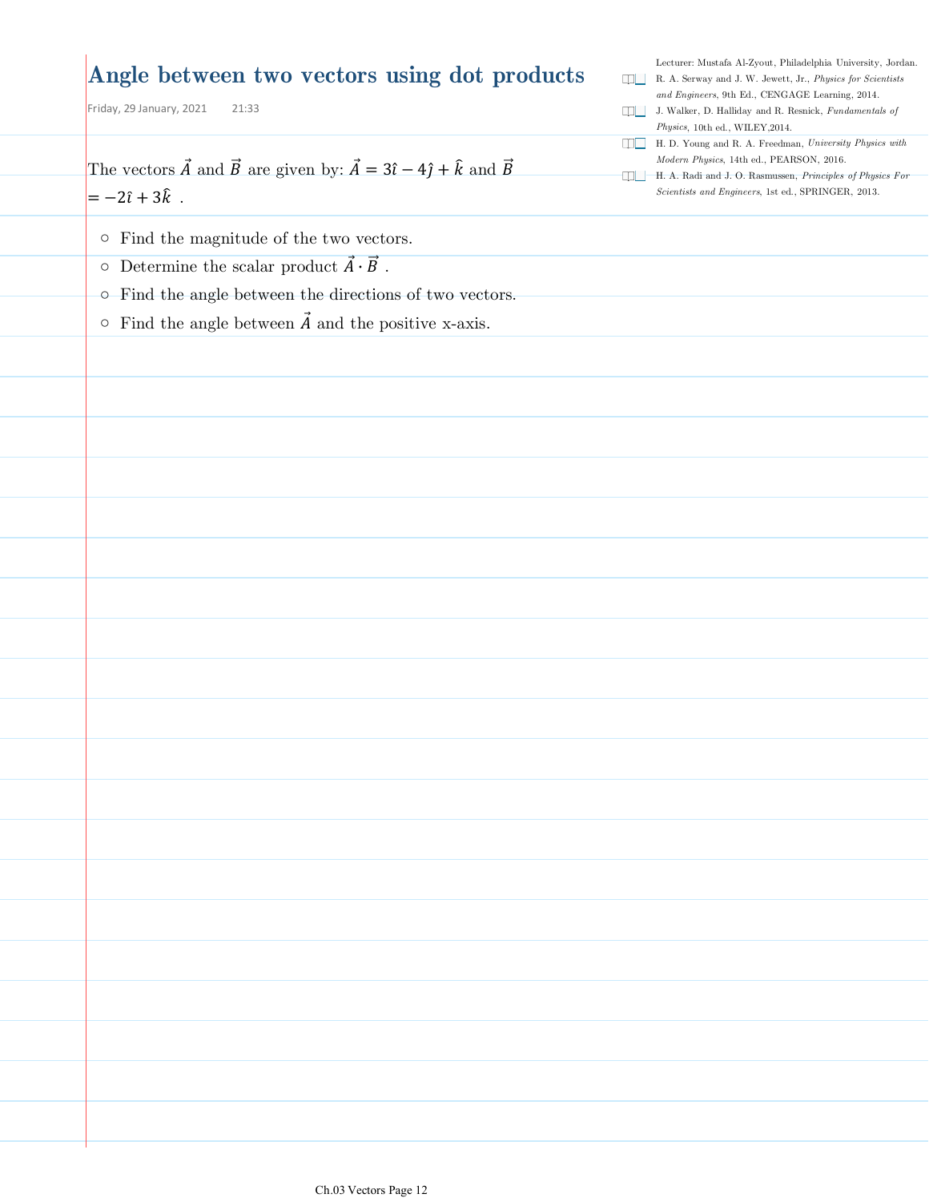# Angle between two vectors using dot products

Friday, 29 January, 2021 21:33

Lecturer: Mustafa Al-Zyout, Philadelphia University, Jordan.

- R. A. Serway and J. W. Jewett, Jr., *Physics for Scientists and Engineers*, 9th Ed., CENGAGE Learning, 2014.
- J. Walker, D. Halliday and R. Resnick, *Fundamentals of Physics*, 10th ed., WILEY,2014.
- H. D. Young and R. A. Freedman, *University Physics with Modern Physics*, 14th ed., PEARSON, 2016.
- H. A. Radi and J. O. Rasmussen, *Principles of Physics For Scientists and Engineers*, 1st ed., SPRINGER, 2013.

The vectors $\vec{A}$ and $\vec{B}$ are given by: $\vec{A} = 3\hat{\imath} - 4\hat{\jmath} + \hat{k}$ and $\vec{B} = -2\hat{\imath} + 3\hat{k}$ .

- Find the magnitude of the two vectors.
- Determine the scalar product $\vec{A} \cdot \vec{B}$ .
- Find the angle between the directions of two vectors.
- Find the angle between $\vec{A}$ and the positive x-axis.